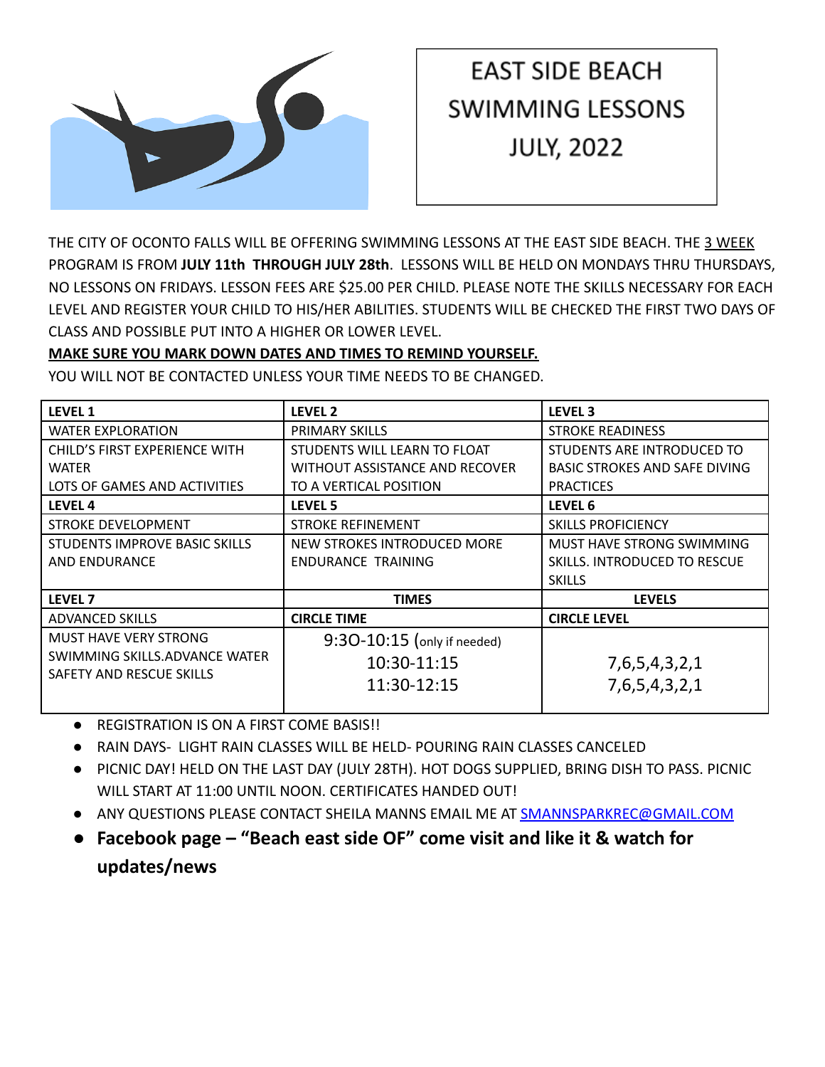# EAST SIDE BEACH SWIMMING LESSONS JULY, 2022

THE CITY OF OCONTO FALLS WILL BE OFFERING SWIMMING LESSONS AT THE EAST SIDE BEACH. THE 3 WEEK PROGRAM IS FROM **JULY 11th THROUGH JULY 28th**. LESSONS WILL BE HELD ON MONDAYS THRU THURSDAYS, NO LESSONS ON FRIDAYS. LESSON FEES ARE $25.00 PER CHILD. PLEASE NOTE THE SKILLS NECESSARY FOR EACH LEVEL AND REGISTER YOUR CHILD TO HIS/HER ABILITIES. STUDENTS WILL BE CHECKED THE FIRST TWO DAYS OF CLASS AND POSSIBLE PUT INTO A HIGHER OR LOWER LEVEL.

**MAKE SURE YOU MARK DOWN DATES AND TIMES TO REMIND YOURSELF.**

YOU WILL NOT BE CONTACTED UNLESS YOUR TIME NEEDS TO BE CHANGED.

| **LEVEL 1** | **LEVEL 2** | **LEVEL 3** |
|---|---|---|
| WATER EXPLORATION | PRIMARY SKILLS | STROKE READINESS |
| CHILD'S FIRST EXPERIENCE WITH WATER LOTS OF GAMES AND ACTIVITIES | STUDENTS WILL LEARN TO FLOAT WITHOUT ASSISTANCE AND RECOVER TO A VERTICAL POSITION | STUDENTS ARE INTRODUCED TO BASIC STROKES AND SAFE DIVING PRACTICES |
| **LEVEL 4** | **LEVEL 5** | **LEVEL 6** |
| STROKE DEVELOPMENT | STROKE REFINEMENT | SKILLS PROFICIENCY |
| STUDENTS IMPROVE BASIC SKILLS AND ENDURANCE | NEW STROKES INTRODUCED MORE ENDURANCE TRAINING | MUST HAVE STRONG SWIMMING SKILLS. INTRODUCED TO RESCUE SKILLS |
| **LEVEL 7** | **TIMES** | **LEVELS** |
| ADVANCED SKILLS | **CIRCLE TIME** | **CIRCLE LEVEL** |
| MUST HAVE VERY STRONG SWIMMING SKILLS.ADVANCE WATER SAFETY AND RESCUE SKILLS | 9:30-10:15 (only if needed)<br>10:30-11:15<br>11:30-12:15 | <br>7,6,5,4,3,2,1<br>7,6,5,4,3,2,1 |

- REGISTRATION IS ON A FIRST COME BASIS!!
- RAIN DAYS- LIGHT RAIN CLASSES WILL BE HELD- POURING RAIN CLASSES CANCELED
- PICNIC DAY! HELD ON THE LAST DAY (JULY 28TH). HOT DOGS SUPPLIED, BRING DISH TO PASS. PICNIC WILL START AT 11:00 UNTIL NOON. CERTIFICATES HANDED OUT!
- ANY QUESTIONS PLEASE CONTACT SHEILA MANNS EMAIL ME AT SMANNSPARKREC@GMAIL.COM
- **Facebook page – "Beach east side OF" come visit and like it & watch for updates/news**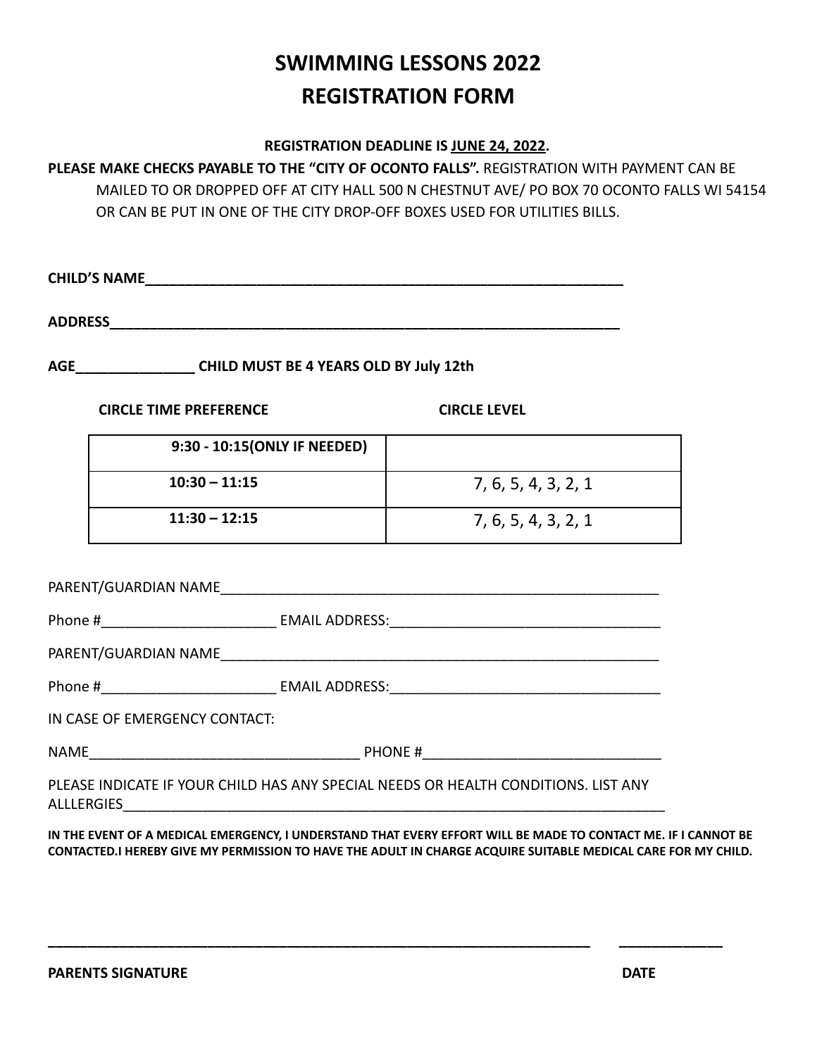# SWIMMING LESSONS 2022
# REGISTRATION FORM

**REGISTRATION DEADLINE IS JUNE 24, 2022.**

**PLEASE MAKE CHECKS PAYABLE TO THE "CITY OF OCONTO FALLS".** REGISTRATION WITH PAYMENT CAN BE MAILED TO OR DROPPED OFF AT CITY HALL 500 N CHESTNUT AVE/ PO BOX 70 OCONTO FALLS WI 54154 OR CAN BE PUT IN ONE OF THE CITY DROP-OFF BOXES USED FOR UTILITIES BILLS.

**CHILD'S NAME**_______________________________________________

**ADDRESS**_______________________________________________

**AGE**_______________ **CHILD MUST BE 4 YEARS OLD BY July 12th**

**CIRCLE TIME PREFERENCE** **CIRCLE LEVEL**

| | |
|---|---|
| **9:30 - 10:15(ONLY IF NEEDED)** | |
| **10:30 – 11:15** | 7, 6, 5, 4, 3, 2, 1 |
| **11:30 – 12:15** | 7, 6, 5, 4, 3, 2, 1 |

PARENT/GUARDIAN NAME_______________________________________________

Phone #______________________ EMAIL ADDRESS:_________________________________

PARENT/GUARDIAN NAME_______________________________________________

Phone #______________________ EMAIL ADDRESS:_________________________________

IN CASE OF EMERGENCY CONTACT:

NAME_________________________________ PHONE #_____________________________

PLEASE INDICATE IF YOUR CHILD HAS ANY SPECIAL NEEDS OR HEALTH CONDITIONS. LIST ANY ALLLERGIES_______________________________________________

**IN THE EVENT OF A MEDICAL EMERGENCY, I UNDERSTAND THAT EVERY EFFORT WILL BE MADE TO CONTACT ME. IF I CANNOT BE CONTACTED.I HEREBY GIVE MY PERMISSION TO HAVE THE ADULT IN CHARGE ACQUIRE SUITABLE MEDICAL CARE FOR MY CHILD.**

_______________________________________________ _____________

**PARENTS SIGNATURE** **DATE**